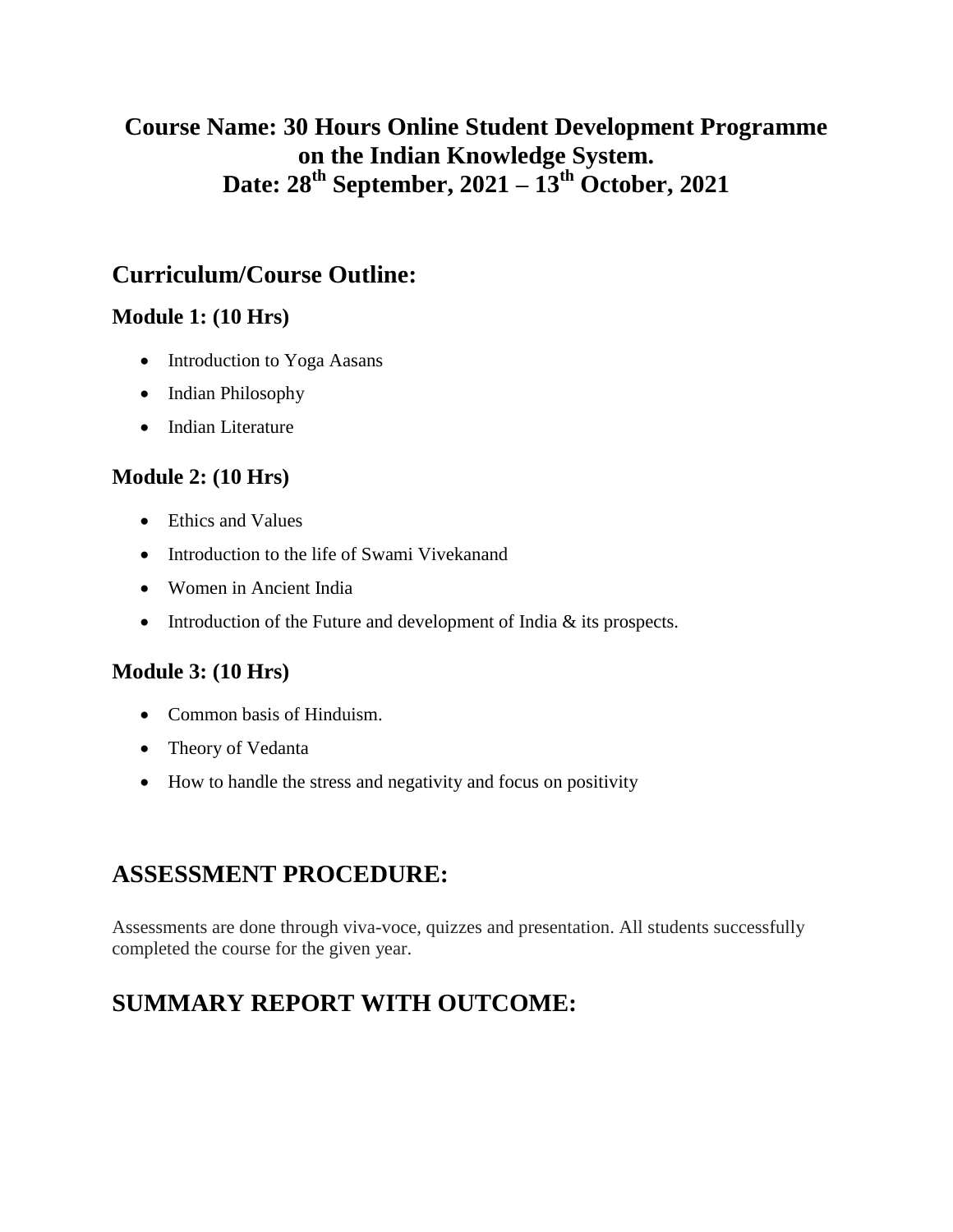# Course Name: 30 Hours Online Student Development Programme on the Indian Knowledge System.
# Date: 28th September, 2021 – 13th October, 2021

## Curriculum/Course Outline:

### Module 1: (10 Hrs)

- Introduction to Yoga Aasans
- Indian Philosophy
- Indian Literature

### Module 2: (10 Hrs)

- Ethics and Values
- Introduction to the life of Swami Vivekanand
- Women in Ancient India
- Introduction of the Future and development of India & its prospects.

### Module 3: (10 Hrs)

- Common basis of Hinduism.
- Theory of Vedanta
- How to handle the stress and negativity and focus on positivity

## ASSESSMENT PROCEDURE:

Assessments are done through viva-voce, quizzes and presentation. All students successfully completed the course for the given year.

## SUMMARY REPORT WITH OUTCOME: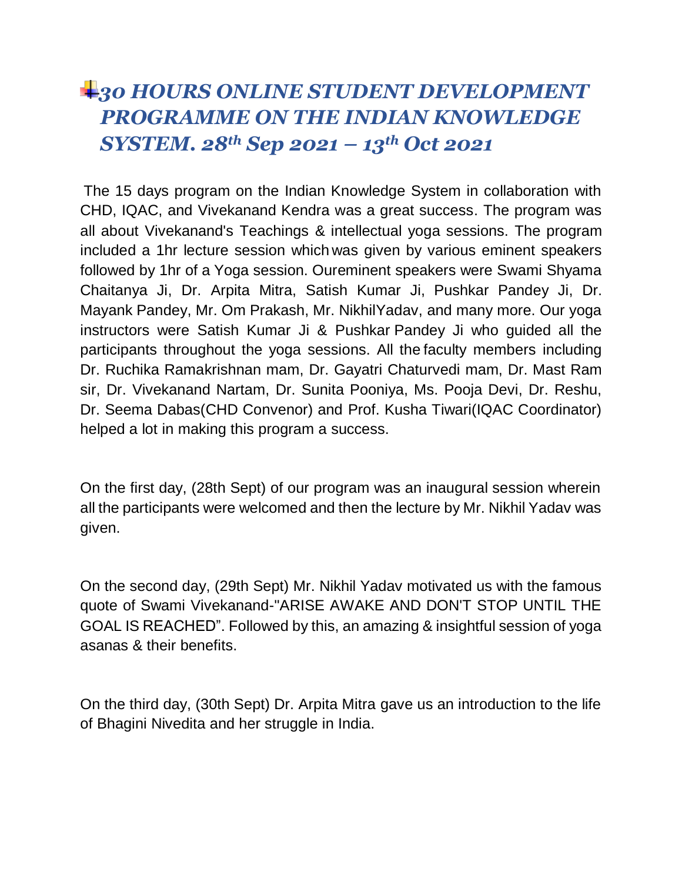## *30 HOURS ONLINE STUDENT DEVELOPMENT PROGRAMME ON THE INDIAN KNOWLEDGE SYSTEM. 28th Sep 2021 – 13th Oct 2021*

The 15 days program on the Indian Knowledge System in collaboration with CHD, IQAC, and Vivekanand Kendra was a great success. The program was all about Vivekanand's Teachings & intellectual yoga sessions. The program included a 1hr lecture session which was given by various eminent speakers followed by 1hr of a Yoga session. Oureminent speakers were Swami Shyama Chaitanya Ji, Dr. Arpita Mitra, Satish Kumar Ji, Pushkar Pandey Ji, Dr. Mayank Pandey, Mr. Om Prakash, Mr. NikhilYadav, and many more. Our yoga instructors were Satish Kumar Ji & Pushkar Pandey Ji who guided all the participants throughout the yoga sessions. All the faculty members including Dr. Ruchika Ramakrishnan mam, Dr. Gayatri Chaturvedi mam, Dr. Mast Ram sir, Dr. Vivekanand Nartam, Dr. Sunita Pooniya, Ms. Pooja Devi, Dr. Reshu, Dr. Seema Dabas(CHD Convenor) and Prof. Kusha Tiwari(IQAC Coordinator) helped a lot in making this program a success.

On the first day, (28th Sept) of our program was an inaugural session wherein all the participants were welcomed and then the lecture by Mr. Nikhil Yadav was given.

On the second day, (29th Sept) Mr. Nikhil Yadav motivated us with the famous quote of Swami Vivekanand-"ARISE AWAKE AND DON'T STOP UNTIL THE GOAL IS REACHED". Followed by this, an amazing & insightful session of yoga asanas & their benefits.

On the third day, (30th Sept) Dr. Arpita Mitra gave us an introduction to the life of Bhagini Nivedita and her struggle in India.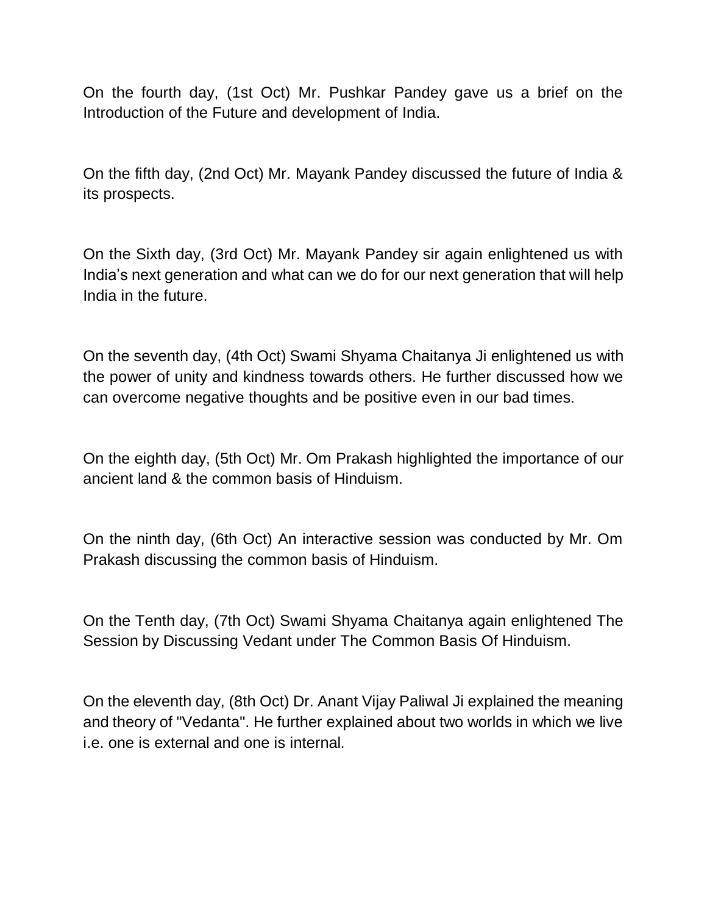On the fourth day, (1st Oct) Mr. Pushkar Pandey gave us a brief on the Introduction of the Future and development of India.

On the fifth day, (2nd Oct) Mr. Mayank Pandey discussed the future of India & its prospects.

On the Sixth day, (3rd Oct) Mr. Mayank Pandey sir again enlightened us with India's next generation and what can we do for our next generation that will help India in the future.

On the seventh day, (4th Oct) Swami Shyama Chaitanya Ji enlightened us with the power of unity and kindness towards others. He further discussed how we can overcome negative thoughts and be positive even in our bad times.

On the eighth day, (5th Oct) Mr. Om Prakash highlighted the importance of our ancient land & the common basis of Hinduism.

On the ninth day, (6th Oct) An interactive session was conducted by Mr. Om Prakash discussing the common basis of Hinduism.

On the Tenth day, (7th Oct) Swami Shyama Chaitanya again enlightened The Session by Discussing Vedant under The Common Basis Of Hinduism.

On the eleventh day, (8th Oct) Dr. Anant Vijay Paliwal Ji explained the meaning and theory of "Vedanta". He further explained about two worlds in which we live i.e. one is external and one is internal.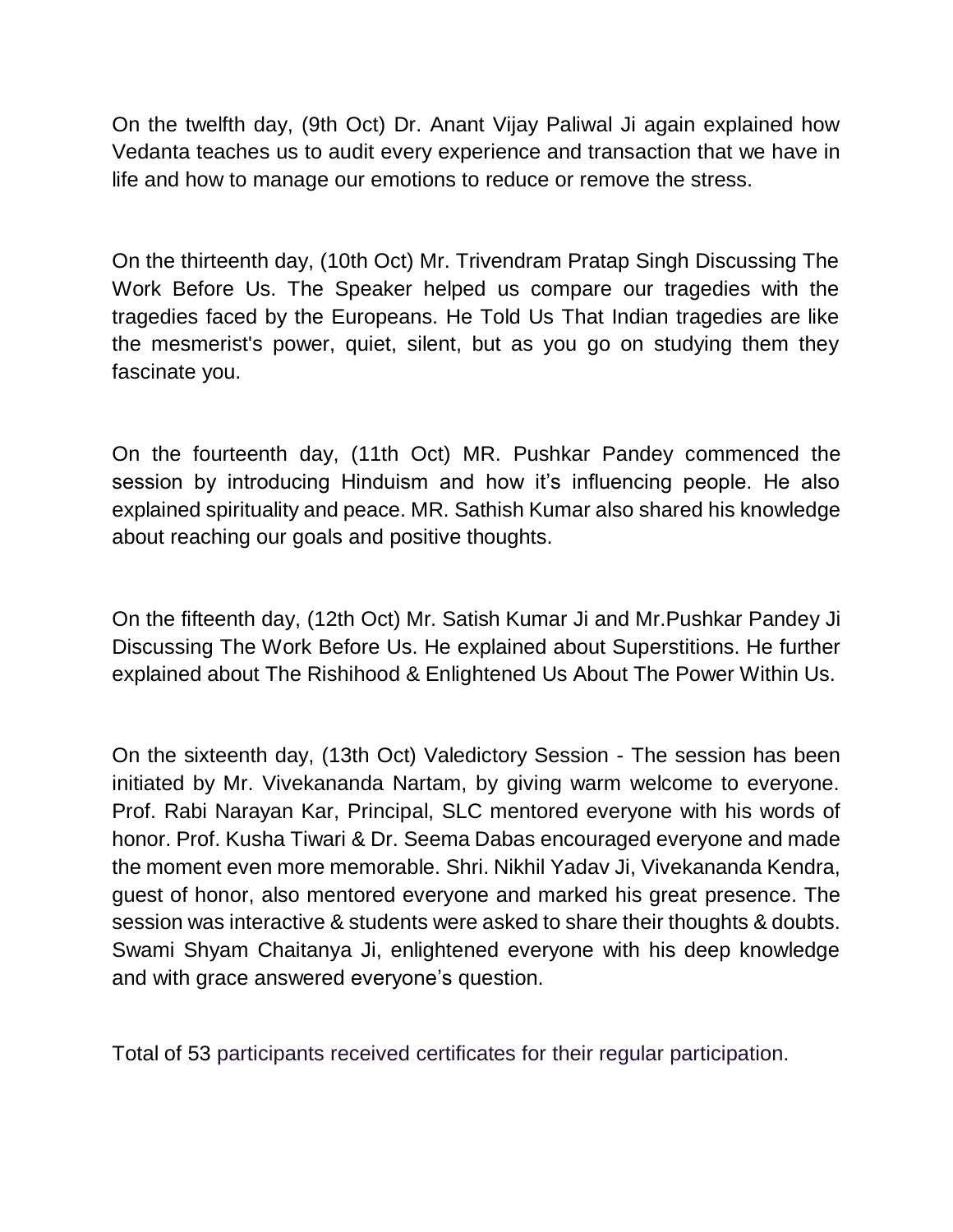On the twelfth day, (9th Oct) Dr. Anant Vijay Paliwal Ji again explained how Vedanta teaches us to audit every experience and transaction that we have in life and how to manage our emotions to reduce or remove the stress.

On the thirteenth day, (10th Oct) Mr. Trivendram Pratap Singh Discussing The Work Before Us. The Speaker helped us compare our tragedies with the tragedies faced by the Europeans. He Told Us That Indian tragedies are like the mesmerist's power, quiet, silent, but as you go on studying them they fascinate you.

On the fourteenth day, (11th Oct) MR. Pushkar Pandey commenced the session by introducing Hinduism and how it's influencing people. He also explained spirituality and peace. MR. Sathish Kumar also shared his knowledge about reaching our goals and positive thoughts.

On the fifteenth day, (12th Oct) Mr. Satish Kumar Ji and Mr.Pushkar Pandey Ji Discussing The Work Before Us. He explained about Superstitions. He further explained about The Rishihood & Enlightened Us About The Power Within Us.

On the sixteenth day, (13th Oct) Valedictory Session - The session has been initiated by Mr. Vivekananda Nartam, by giving warm welcome to everyone. Prof. Rabi Narayan Kar, Principal, SLC mentored everyone with his words of honor. Prof. Kusha Tiwari & Dr. Seema Dabas encouraged everyone and made the moment even more memorable. Shri. Nikhil Yadav Ji, Vivekananda Kendra, guest of honor, also mentored everyone and marked his great presence. The session was interactive & students were asked to share their thoughts & doubts. Swami Shyam Chaitanya Ji, enlightened everyone with his deep knowledge and with grace answered everyone's question.

Total of 53 participants received certificates for their regular participation.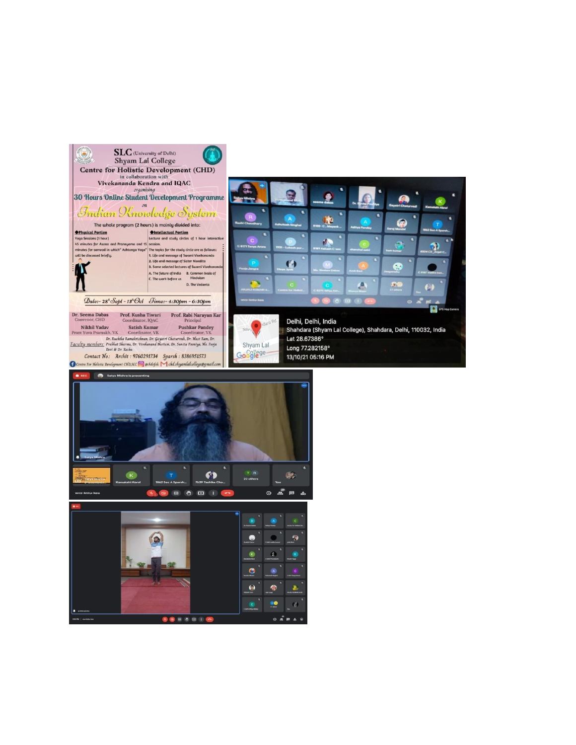**SLC** (University of Delhi)
**Shyam Lal College**

**Centre for Holistic Development (CHD)**
in collaboration with
**Vivekananda Kendra and IQAC**
organising

## 30 Hours Online Student Development Programme
on

# Indian Knowledge System

The whole program (2 hours) is mainly divided into:

**Physical Portion**

Yoga Sessions (1 hour)
45 minutes for Asana and Pranayama and 15 minutes for samvad in which" Ashtanga Yoga" will be discussed briefly.

**Intellectual Portion**

Lecture and study circles of 1 hour interactive session.
The topics for the study circle are as follows:

1. Life and message of Swami Vivekananda
2. Life and message of Sister Nivedita
3. Some selected lectures of Swami Vivekananda
   - A. The future of India
   - B. Common basis of Hinduism
   - C. The work before us
   - D. The Vedanta

**Date:- 28th Sept - 13th Oct** **Time:- 4:30pm - 6:30pm**

| | | |
|---|---|---|
| Dr. Seema Dabas<br>Convenor, CHD | Prof. Kusha Tiwari<br>Coordinator, IQAC | Prof. Rabi Narayan Kar<br>Principal |
| Nikhil Yadav<br>Prant Yuva Pramukh, VK | Satish Kumar<br>Coordinator, VK | Pushkar Pandey<br>Coordinator, VK |

Dr. Ruchika Ramakrishnan, Dr. Gayatri Chaturvedi, Dr. Mast Ram, Dr.
Faculty members: Prabhat Sharma, Dr. Vivekanand Nartam, Dr. Sunita Pooniya, Ms. Pooja Devi & Dr. Reshu

Contact No.: Archit : 9760291734 Sparsh : 8386951573

Centre For Holistic Development CHD,SLC @chdofslc chd.shyamlalcollege@gmail.com

Delhi, Delhi, India
Shahdara (Shyam Lal College), Shahdara, Delhi, 110032, India
Lat 28.67386°
Long 77.282158°
13/10/21 05:16 PM